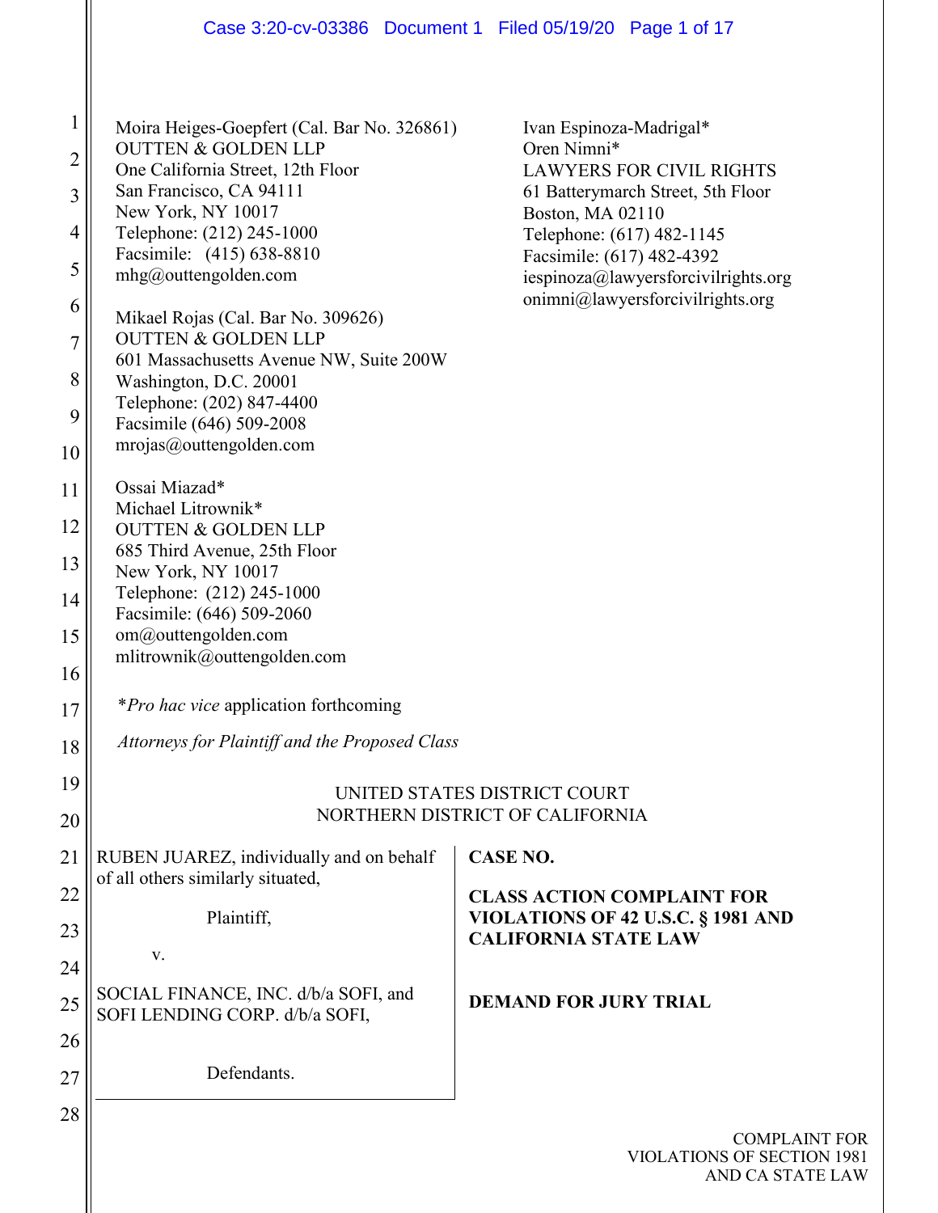Moira Heiges-Goepfert (Cal. Bar No. 326861)
OUTTEN & GOLDEN LLP
One California Street, 12th Floor
San Francisco, CA 94111
New York, NY 10017
Telephone: (212) 245-1000
Facsimile: (415) 638-8810
mhg@outtengolden.com

Mikael Rojas (Cal. Bar No. 309626)
OUTTEN & GOLDEN LLP
601 Massachusetts Avenue NW, Suite 200W
Washington, D.C. 20001
Telephone: (202) 847-4400
Facsimile (646) 509-2008
mrojas@outtengolden.com

Ossai Miazad*
Michael Litrownik*
OUTTEN & GOLDEN LLP
685 Third Avenue, 25th Floor
New York, NY 10017
Telephone: (212) 245-1000
Facsimile: (646) 509-2060
om@outtengolden.com
mlitrownik@outtengolden.com

Ivan Espinoza-Madrigal*
Oren Nimni*
LAWYERS FOR CIVIL RIGHTS
61 Batterymarch Street, 5th Floor
Boston, MA 02110
Telephone: (617) 482-1145
Facsimile: (617) 482-4392
iespinoza@lawyersforcivilrights.org
onimni@lawyersforcivilrights.org

**Pro hac vice* application forthcoming

*Attorneys for Plaintiff and the Proposed Class*

UNITED STATES DISTRICT COURT
NORTHERN DISTRICT OF CALIFORNIA

RUBEN JUAREZ, individually and on behalf of all others similarly situated,

Plaintiff,

v.

SOCIAL FINANCE, INC. d/b/a SOFI, and SOFI LENDING CORP. d/b/a SOFI,

Defendants.

**CASE NO.**

**CLASS ACTION COMPLAINT FOR VIOLATIONS OF 42 U.S.C. § 1981 AND CALIFORNIA STATE LAW**

**DEMAND FOR JURY TRIAL**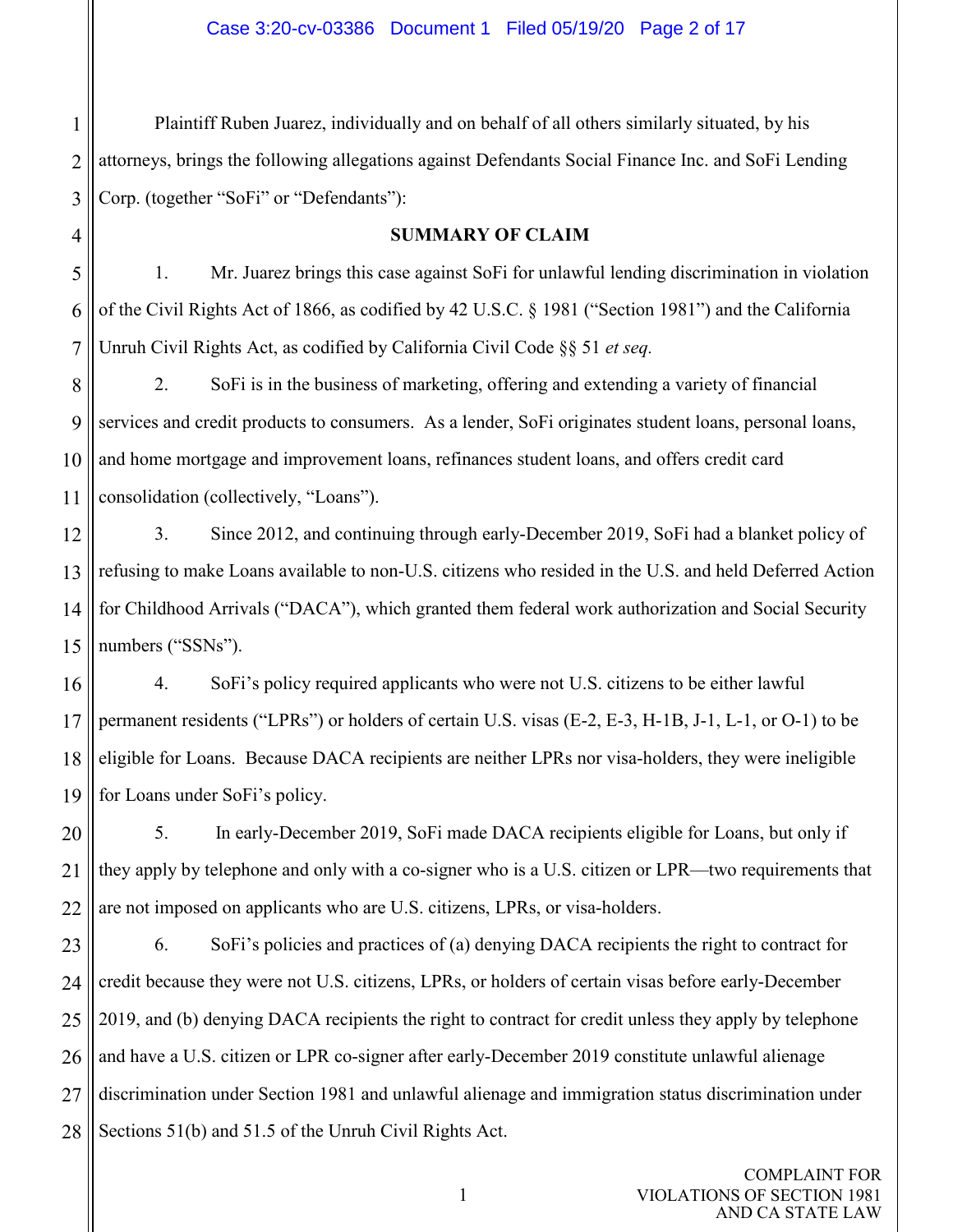Plaintiff Ruben Juarez, individually and on behalf of all others similarly situated, by his attorneys, brings the following allegations against Defendants Social Finance Inc. and SoFi Lending Corp. (together "SoFi" or "Defendants"):

**SUMMARY OF CLAIM**

1. Mr. Juarez brings this case against SoFi for unlawful lending discrimination in violation of the Civil Rights Act of 1866, as codified by 42 U.S.C. § 1981 ("Section 1981") and the California Unruh Civil Rights Act, as codified by California Civil Code §§ 51 *et seq.*

2. SoFi is in the business of marketing, offering and extending a variety of financial services and credit products to consumers. As a lender, SoFi originates student loans, personal loans, and home mortgage and improvement loans, refinances student loans, and offers credit card consolidation (collectively, "Loans").

3. Since 2012, and continuing through early-December 2019, SoFi had a blanket policy of refusing to make Loans available to non-U.S. citizens who resided in the U.S. and held Deferred Action for Childhood Arrivals ("DACA"), which granted them federal work authorization and Social Security numbers ("SSNs").

4. SoFi's policy required applicants who were not U.S. citizens to be either lawful permanent residents ("LPRs") or holders of certain U.S. visas (E-2, E-3, H-1B, J-1, L-1, or O-1) to be eligible for Loans. Because DACA recipients are neither LPRs nor visa-holders, they were ineligible for Loans under SoFi's policy.

5. In early-December 2019, SoFi made DACA recipients eligible for Loans, but only if they apply by telephone and only with a co-signer who is a U.S. citizen or LPR—two requirements that are not imposed on applicants who are U.S. citizens, LPRs, or visa-holders.

6. SoFi's policies and practices of (a) denying DACA recipients the right to contract for credit because they were not U.S. citizens, LPRs, or holders of certain visas before early-December 2019, and (b) denying DACA recipients the right to contract for credit unless they apply by telephone and have a U.S. citizen or LPR co-signer after early-December 2019 constitute unlawful alienage discrimination under Section 1981 and unlawful alienage and immigration status discrimination under Sections 51(b) and 51.5 of the Unruh Civil Rights Act.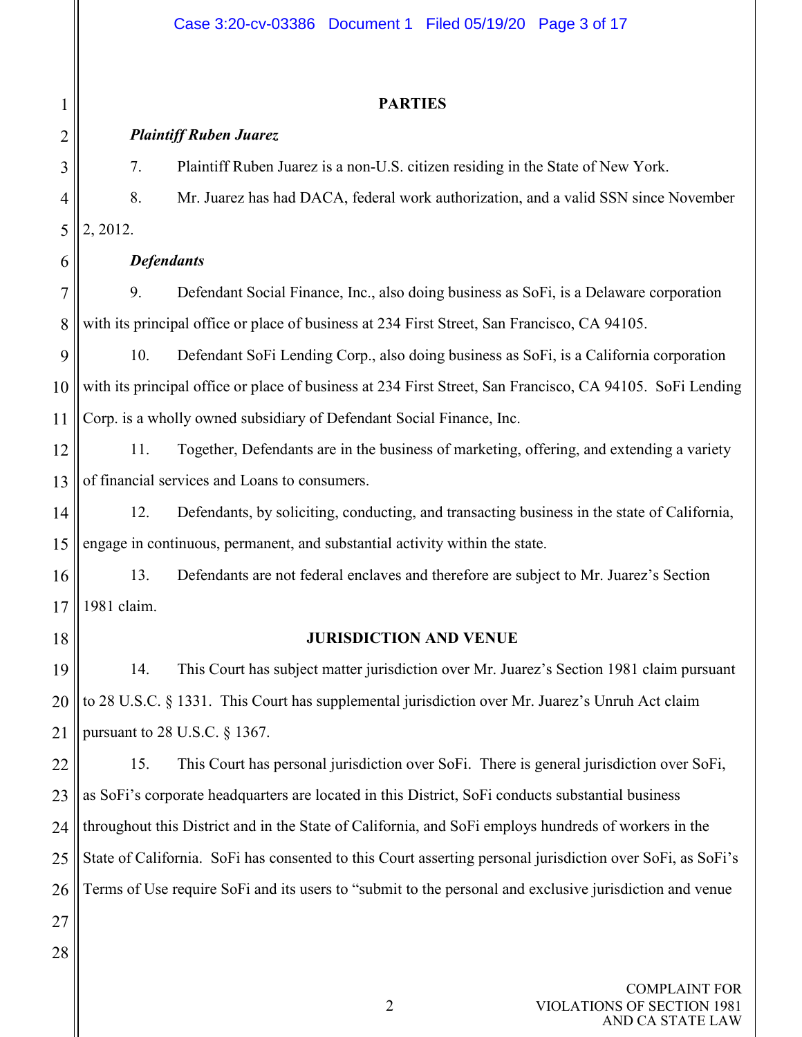## PARTIES

***Plaintiff Ruben Juarez***

7. Plaintiff Ruben Juarez is a non-U.S. citizen residing in the State of New York.

8. Mr. Juarez has had DACA, federal work authorization, and a valid SSN since November 2, 2012.

***Defendants***

9. Defendant Social Finance, Inc., also doing business as SoFi, is a Delaware corporation with its principal office or place of business at 234 First Street, San Francisco, CA 94105.

10. Defendant SoFi Lending Corp., also doing business as SoFi, is a California corporation with its principal office or place of business at 234 First Street, San Francisco, CA 94105. SoFi Lending Corp. is a wholly owned subsidiary of Defendant Social Finance, Inc.

11. Together, Defendants are in the business of marketing, offering, and extending a variety of financial services and Loans to consumers.

12. Defendants, by soliciting, conducting, and transacting business in the state of California, engage in continuous, permanent, and substantial activity within the state.

13. Defendants are not federal enclaves and therefore are subject to Mr. Juarez's Section 1981 claim.

## JURISDICTION AND VENUE

14. This Court has subject matter jurisdiction over Mr. Juarez's Section 1981 claim pursuant to 28 U.S.C. § 1331. This Court has supplemental jurisdiction over Mr. Juarez's Unruh Act claim pursuant to 28 U.S.C. § 1367.

15. This Court has personal jurisdiction over SoFi. There is general jurisdiction over SoFi, as SoFi's corporate headquarters are located in this District, SoFi conducts substantial business throughout this District and in the State of California, and SoFi employs hundreds of workers in the State of California. SoFi has consented to this Court asserting personal jurisdiction over SoFi, as SoFi's Terms of Use require SoFi and its users to "submit to the personal and exclusive jurisdiction and venue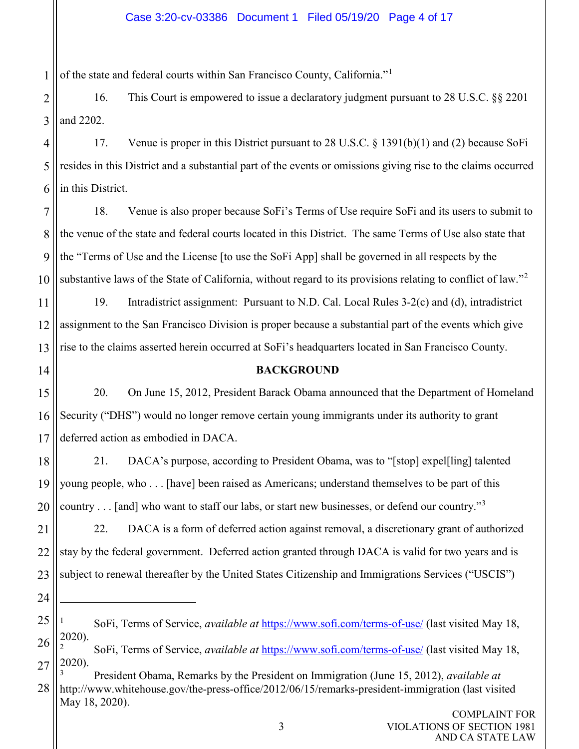of the state and federal courts within San Francisco County, California."[1]

16. This Court is empowered to issue a declaratory judgment pursuant to 28 U.S.C. §§ 2201 and 2202.

17. Venue is proper in this District pursuant to 28 U.S.C. § 1391(b)(1) and (2) because SoFi resides in this District and a substantial part of the events or omissions giving rise to the claims occurred in this District.

18. Venue is also proper because SoFi's Terms of Use require SoFi and its users to submit to the venue of the state and federal courts located in this District. The same Terms of Use also state that the "Terms of Use and the License [to use the SoFi App] shall be governed in all respects by the substantive laws of the State of California, without regard to its provisions relating to conflict of law."[2]

19. Intradistrict assignment: Pursuant to N.D. Cal. Local Rules 3-2(c) and (d), intradistrict assignment to the San Francisco Division is proper because a substantial part of the events which give rise to the claims asserted herein occurred at SoFi's headquarters located in San Francisco County.

## BACKGROUND

20. On June 15, 2012, President Barack Obama announced that the Department of Homeland Security ("DHS") would no longer remove certain young immigrants under its authority to grant deferred action as embodied in DACA.

21. DACA's purpose, according to President Obama, was to "[stop] expel[ling] talented young people, who . . . [have] been raised as Americans; understand themselves to be part of this country . . . [and] who want to staff our labs, or start new businesses, or defend our country."[3]

22. DACA is a form of deferred action against removal, a discretionary grant of authorized stay by the federal government. Deferred action granted through DACA is valid for two years and is subject to renewal thereafter by the United States Citizenship and Immigrations Services ("USCIS")

---

[1] SoFi, Terms of Service, *available at* https://www.sofi.com/terms-of-use/ (last visited May 18, 2020).

[2] SoFi, Terms of Service, *available at* https://www.sofi.com/terms-of-use/ (last visited May 18, 2020).

[3] President Obama, Remarks by the President on Immigration (June 15, 2012), *available at* http://www.whitehouse.gov/the-press-office/2012/06/15/remarks-president-immigration (last visited May 18, 2020).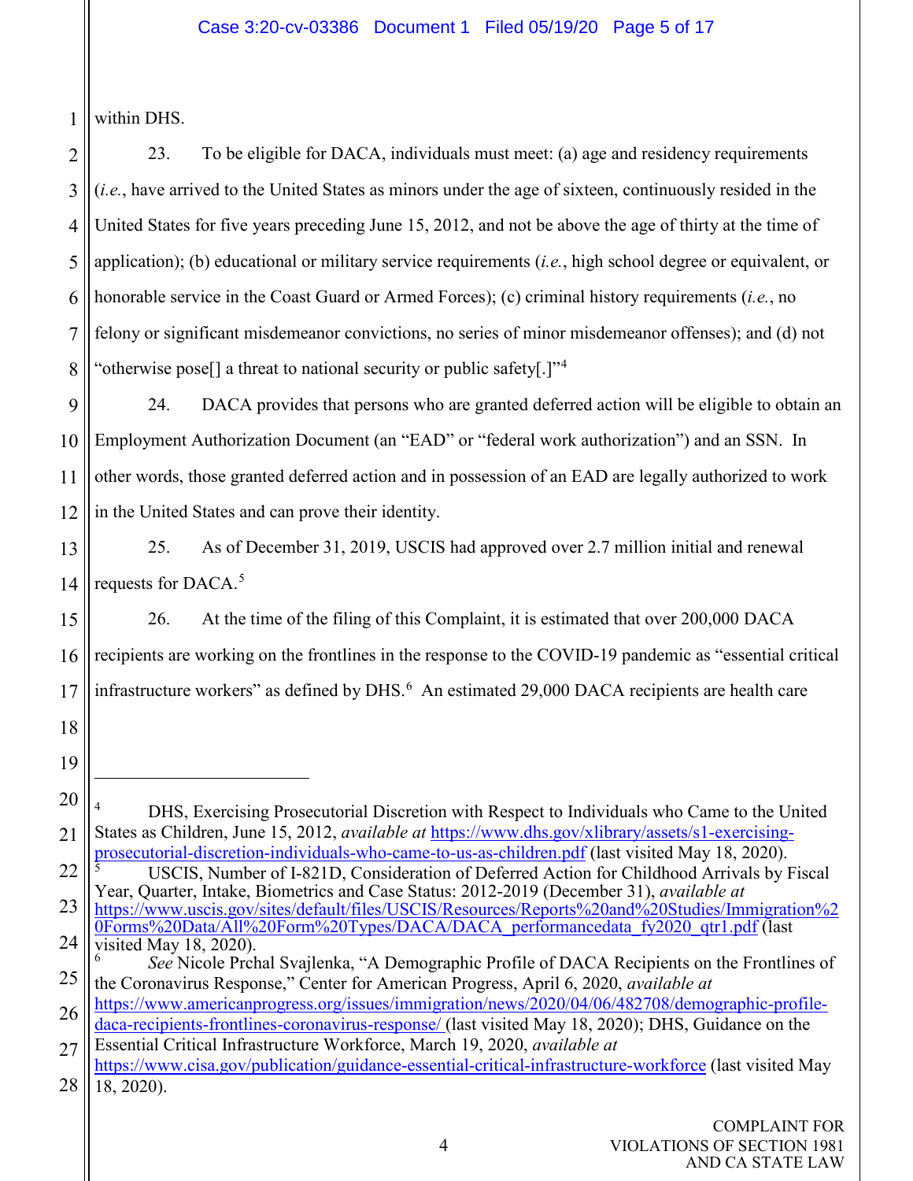within DHS.

23. To be eligible for DACA, individuals must meet: (a) age and residency requirements (*i.e.*, have arrived to the United States as minors under the age of sixteen, continuously resided in the United States for five years preceding June 15, 2012, and not be above the age of thirty at the time of application); (b) educational or military service requirements (*i.e.*, high school degree or equivalent, or honorable service in the Coast Guard or Armed Forces); (c) criminal history requirements (*i.e.*, no felony or significant misdemeanor convictions, no series of minor misdemeanor offenses); and (d) not "otherwise pose[] a threat to national security or public safety[.]"[4]

24. DACA provides that persons who are granted deferred action will be eligible to obtain an Employment Authorization Document (an "EAD" or "federal work authorization") and an SSN. In other words, those granted deferred action and in possession of an EAD are legally authorized to work in the United States and can prove their identity.

25. As of December 31, 2019, USCIS had approved over 2.7 million initial and renewal requests for DACA.[5]

26. At the time of the filing of this Complaint, it is estimated that over 200,000 DACA recipients are working on the frontlines in the response to the COVID-19 pandemic as "essential critical infrastructure workers" as defined by DHS.[6] An estimated 29,000 DACA recipients are health care

---

[4] DHS, Exercising Prosecutorial Discretion with Respect to Individuals who Came to the United States as Children, June 15, 2012, *available at* https://www.dhs.gov/xlibrary/assets/s1-exercising-prosecutorial-discretion-individuals-who-came-to-us-as-children.pdf (last visited May 18, 2020).

[5] USCIS, Number of I-821D, Consideration of Deferred Action for Childhood Arrivals by Fiscal Year, Quarter, Intake, Biometrics and Case Status: 2012-2019 (December 31), *available at* https://www.uscis.gov/sites/default/files/USCIS/Resources/Reports%20and%20Studies/Immigration%20Forms%20Data/All%20Form%20Types/DACA/DACA_performancedata_fy2020_qtr1.pdf (last visited May 18, 2020).

[6] *See* Nicole Prchal Svajlenka, "A Demographic Profile of DACA Recipients on the Frontlines of the Coronavirus Response," Center for American Progress, April 6, 2020, *available at* https://www.americanprogress.org/issues/immigration/news/2020/04/06/482708/demographic-profile-daca-recipients-frontlines-coronavirus-response/ (last visited May 18, 2020); DHS, Guidance on the Essential Critical Infrastructure Workforce, March 19, 2020, *available at* https://www.cisa.gov/publication/guidance-essential-critical-infrastructure-workforce (last visited May 18, 2020).

COMPLAINT FOR VIOLATIONS OF SECTION 1981 AND CA STATE LAW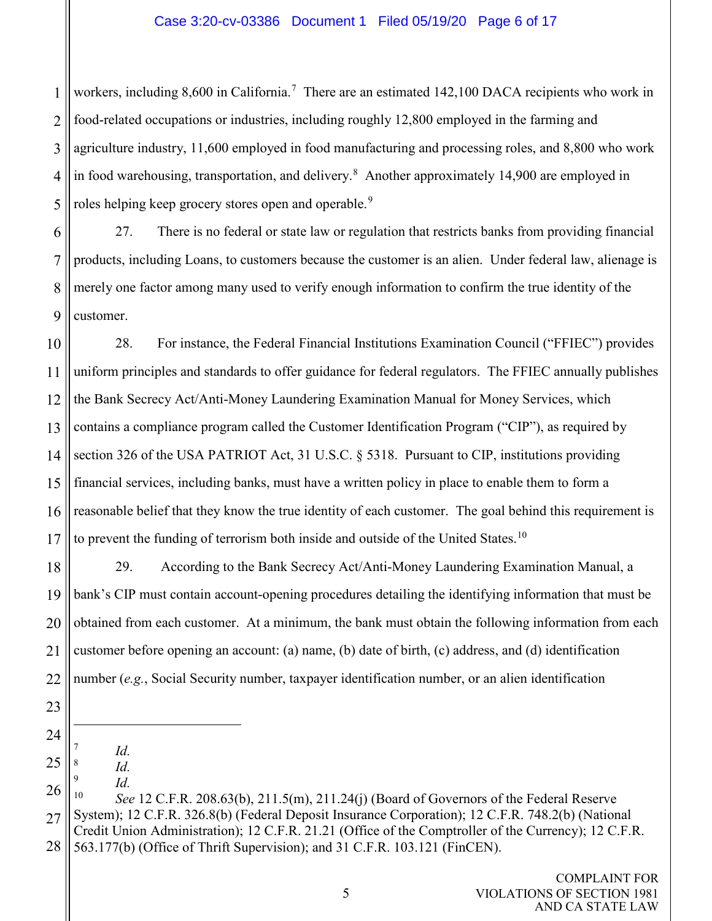workers, including 8,600 in California.[7] There are an estimated 142,100 DACA recipients who work in food-related occupations or industries, including roughly 12,800 employed in the farming and agriculture industry, 11,600 employed in food manufacturing and processing roles, and 8,800 who work in food warehousing, transportation, and delivery.[8] Another approximately 14,900 are employed in roles helping keep grocery stores open and operable.[9]

27. There is no federal or state law or regulation that restricts banks from providing financial products, including Loans, to customers because the customer is an alien. Under federal law, alienage is merely one factor among many used to verify enough information to confirm the true identity of the customer.

28. For instance, the Federal Financial Institutions Examination Council ("FFIEC") provides uniform principles and standards to offer guidance for federal regulators. The FFIEC annually publishes the Bank Secrecy Act/Anti-Money Laundering Examination Manual for Money Services, which contains a compliance program called the Customer Identification Program ("CIP"), as required by section 326 of the USA PATRIOT Act, 31 U.S.C. § 5318. Pursuant to CIP, institutions providing financial services, including banks, must have a written policy in place to enable them to form a reasonable belief that they know the true identity of each customer. The goal behind this requirement is to prevent the funding of terrorism both inside and outside of the United States.[10]

29. According to the Bank Secrecy Act/Anti-Money Laundering Examination Manual, a bank's CIP must contain account-opening procedures detailing the identifying information that must be obtained from each customer. At a minimum, the bank must obtain the following information from each customer before opening an account: (a) name, (b) date of birth, (c) address, and (d) identification number (*e.g.*, Social Security number, taxpayer identification number, or an alien identification

---

[7] *Id.*

[8] *Id.*

[9] *Id.*

[10] *See* 12 C.F.R. 208.63(b), 211.5(m), 211.24(j) (Board of Governors of the Federal Reserve System); 12 C.F.R. 326.8(b) (Federal Deposit Insurance Corporation); 12 C.F.R. 748.2(b) (National Credit Union Administration); 12 C.F.R. 21.21 (Office of the Comptroller of the Currency); 12 C.F.R. 563.177(b) (Office of Thrift Supervision); and 31 C.F.R. 103.121 (FinCEN).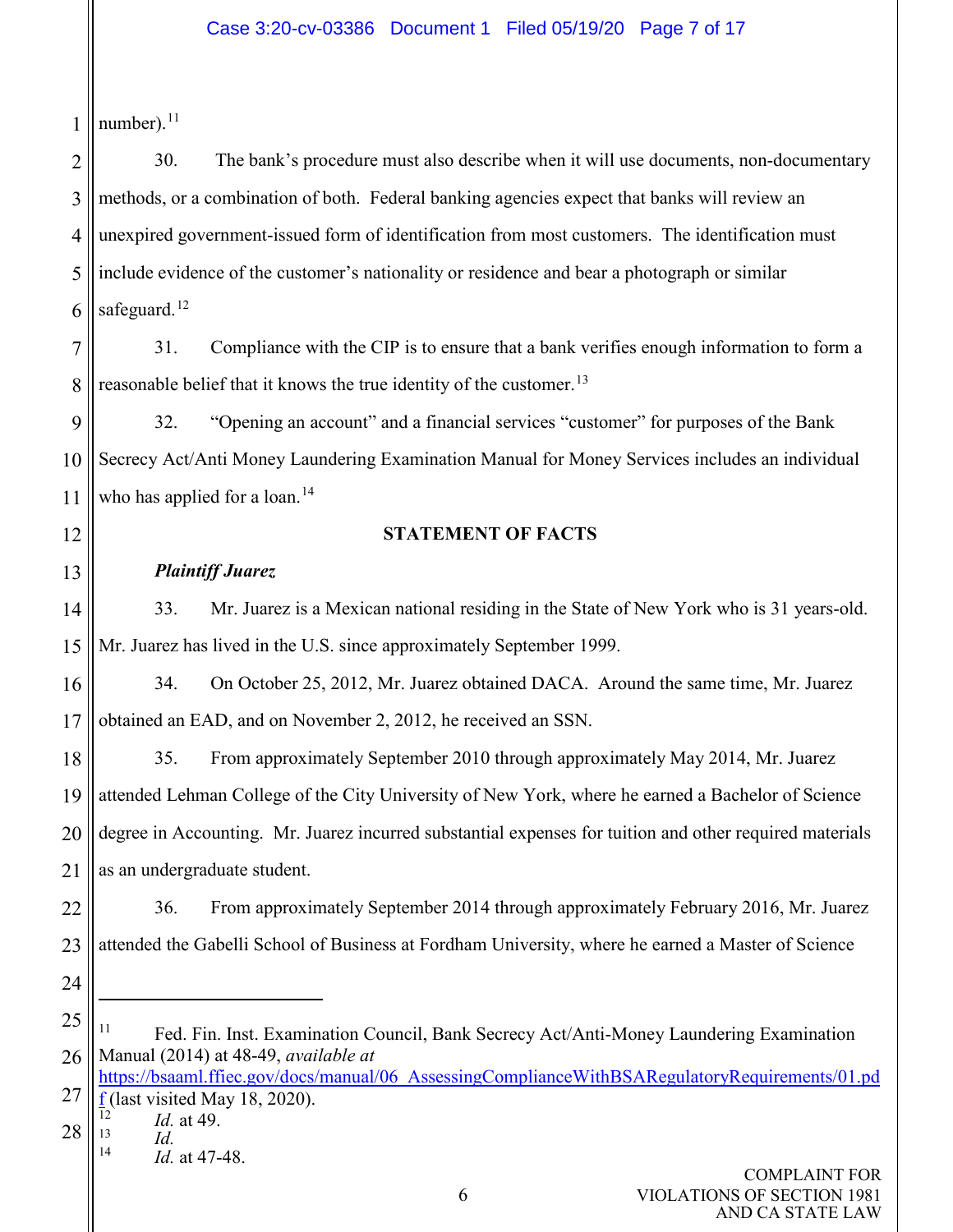number).[11]

30. The bank's procedure must also describe when it will use documents, non-documentary methods, or a combination of both. Federal banking agencies expect that banks will review an unexpired government-issued form of identification from most customers. The identification must include evidence of the customer's nationality or residence and bear a photograph or similar safeguard.[12]

31. Compliance with the CIP is to ensure that a bank verifies enough information to form a reasonable belief that it knows the true identity of the customer.[13]

32. "Opening an account" and a financial services "customer" for purposes of the Bank Secrecy Act/Anti Money Laundering Examination Manual for Money Services includes an individual who has applied for a loan.[14]

**STATEMENT OF FACTS**

***Plaintiff Juarez***

33. Mr. Juarez is a Mexican national residing in the State of New York who is 31 years-old. Mr. Juarez has lived in the U.S. since approximately September 1999.

34. On October 25, 2012, Mr. Juarez obtained DACA. Around the same time, Mr. Juarez obtained an EAD, and on November 2, 2012, he received an SSN.

35. From approximately September 2010 through approximately May 2014, Mr. Juarez attended Lehman College of the City University of New York, where he earned a Bachelor of Science degree in Accounting. Mr. Juarez incurred substantial expenses for tuition and other required materials as an undergraduate student.

36. From approximately September 2014 through approximately February 2016, Mr. Juarez attended the Gabelli School of Business at Fordham University, where he earned a Master of Science

---

[11] Fed. Fin. Inst. Examination Council, Bank Secrecy Act/Anti-Money Laundering Examination Manual (2014) at 48-49, *available at* https://bsaaml.ffiec.gov/docs/manual/06_AssessingComplianceWithBSARegulatoryRequirements/01.pdf (last visited May 18, 2020).

[12] *Id.* at 49.

[13] *Id.*

[14] *Id.* at 47-48.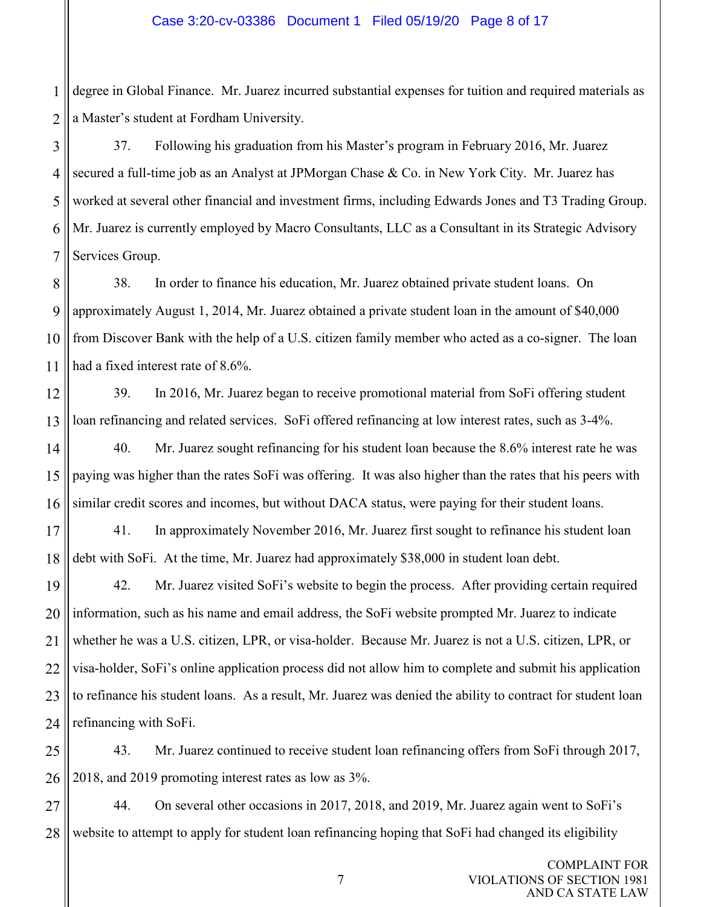degree in Global Finance. Mr. Juarez incurred substantial expenses for tuition and required materials as a Master's student at Fordham University.

37. Following his graduation from his Master's program in February 2016, Mr. Juarez secured a full-time job as an Analyst at JPMorgan Chase & Co. in New York City. Mr. Juarez has worked at several other financial and investment firms, including Edwards Jones and T3 Trading Group. Mr. Juarez is currently employed by Macro Consultants, LLC as a Consultant in its Strategic Advisory Services Group.

38. In order to finance his education, Mr. Juarez obtained private student loans. On approximately August 1, 2014, Mr. Juarez obtained a private student loan in the amount of $40,000 from Discover Bank with the help of a U.S. citizen family member who acted as a co-signer. The loan had a fixed interest rate of 8.6%.

39. In 2016, Mr. Juarez began to receive promotional material from SoFi offering student loan refinancing and related services. SoFi offered refinancing at low interest rates, such as 3-4%.

40. Mr. Juarez sought refinancing for his student loan because the 8.6% interest rate he was paying was higher than the rates SoFi was offering. It was also higher than the rates that his peers with similar credit scores and incomes, but without DACA status, were paying for their student loans.

41. In approximately November 2016, Mr. Juarez first sought to refinance his student loan debt with SoFi. At the time, Mr. Juarez had approximately $38,000 in student loan debt.

42. Mr. Juarez visited SoFi's website to begin the process. After providing certain required information, such as his name and email address, the SoFi website prompted Mr. Juarez to indicate whether he was a U.S. citizen, LPR, or visa-holder. Because Mr. Juarez is not a U.S. citizen, LPR, or visa-holder, SoFi's online application process did not allow him to complete and submit his application to refinance his student loans. As a result, Mr. Juarez was denied the ability to contract for student loan refinancing with SoFi.

43. Mr. Juarez continued to receive student loan refinancing offers from SoFi through 2017, 2018, and 2019 promoting interest rates as low as 3%.

44. On several other occasions in 2017, 2018, and 2019, Mr. Juarez again went to SoFi's website to attempt to apply for student loan refinancing hoping that SoFi had changed its eligibility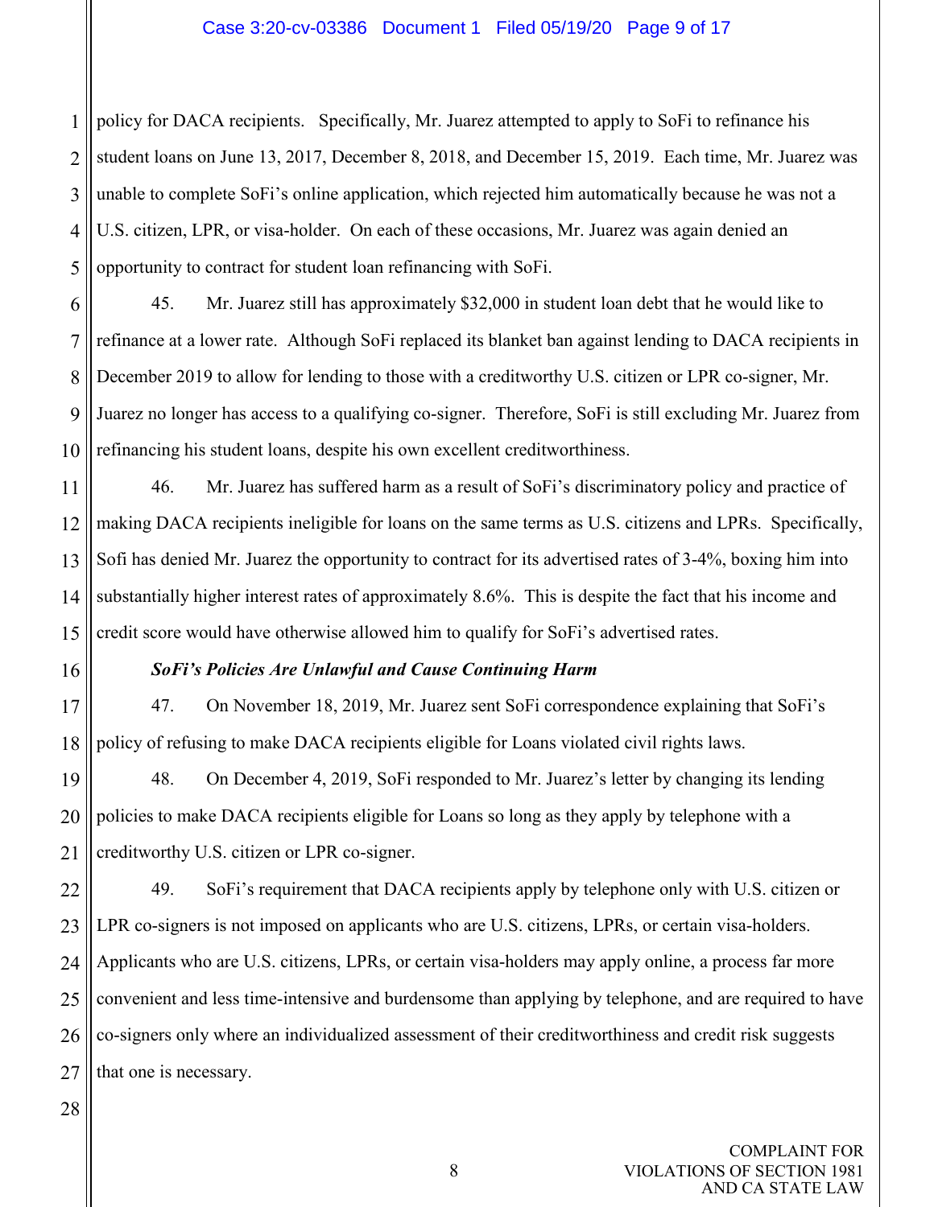policy for DACA recipients. Specifically, Mr. Juarez attempted to apply to SoFi to refinance his student loans on June 13, 2017, December 8, 2018, and December 15, 2019. Each time, Mr. Juarez was unable to complete SoFi's online application, which rejected him automatically because he was not a U.S. citizen, LPR, or visa-holder. On each of these occasions, Mr. Juarez was again denied an opportunity to contract for student loan refinancing with SoFi.

45. Mr. Juarez still has approximately $32,000 in student loan debt that he would like to refinance at a lower rate. Although SoFi replaced its blanket ban against lending to DACA recipients in December 2019 to allow for lending to those with a creditworthy U.S. citizen or LPR co-signer, Mr. Juarez no longer has access to a qualifying co-signer. Therefore, SoFi is still excluding Mr. Juarez from refinancing his student loans, despite his own excellent creditworthiness.

46. Mr. Juarez has suffered harm as a result of SoFi's discriminatory policy and practice of making DACA recipients ineligible for loans on the same terms as U.S. citizens and LPRs. Specifically, Sofi has denied Mr. Juarez the opportunity to contract for its advertised rates of 3-4%, boxing him into substantially higher interest rates of approximately 8.6%. This is despite the fact that his income and credit score would have otherwise allowed him to qualify for SoFi's advertised rates.

***SoFi's Policies Are Unlawful and Cause Continuing Harm***

47. On November 18, 2019, Mr. Juarez sent SoFi correspondence explaining that SoFi's policy of refusing to make DACA recipients eligible for Loans violated civil rights laws.

48. On December 4, 2019, SoFi responded to Mr. Juarez's letter by changing its lending policies to make DACA recipients eligible for Loans so long as they apply by telephone with a creditworthy U.S. citizen or LPR co-signer.

49. SoFi's requirement that DACA recipients apply by telephone only with U.S. citizen or LPR co-signers is not imposed on applicants who are U.S. citizens, LPRs, or certain visa-holders. Applicants who are U.S. citizens, LPRs, or certain visa-holders may apply online, a process far more convenient and less time-intensive and burdensome than applying by telephone, and are required to have co-signers only where an individualized assessment of their creditworthiness and credit risk suggests that one is necessary.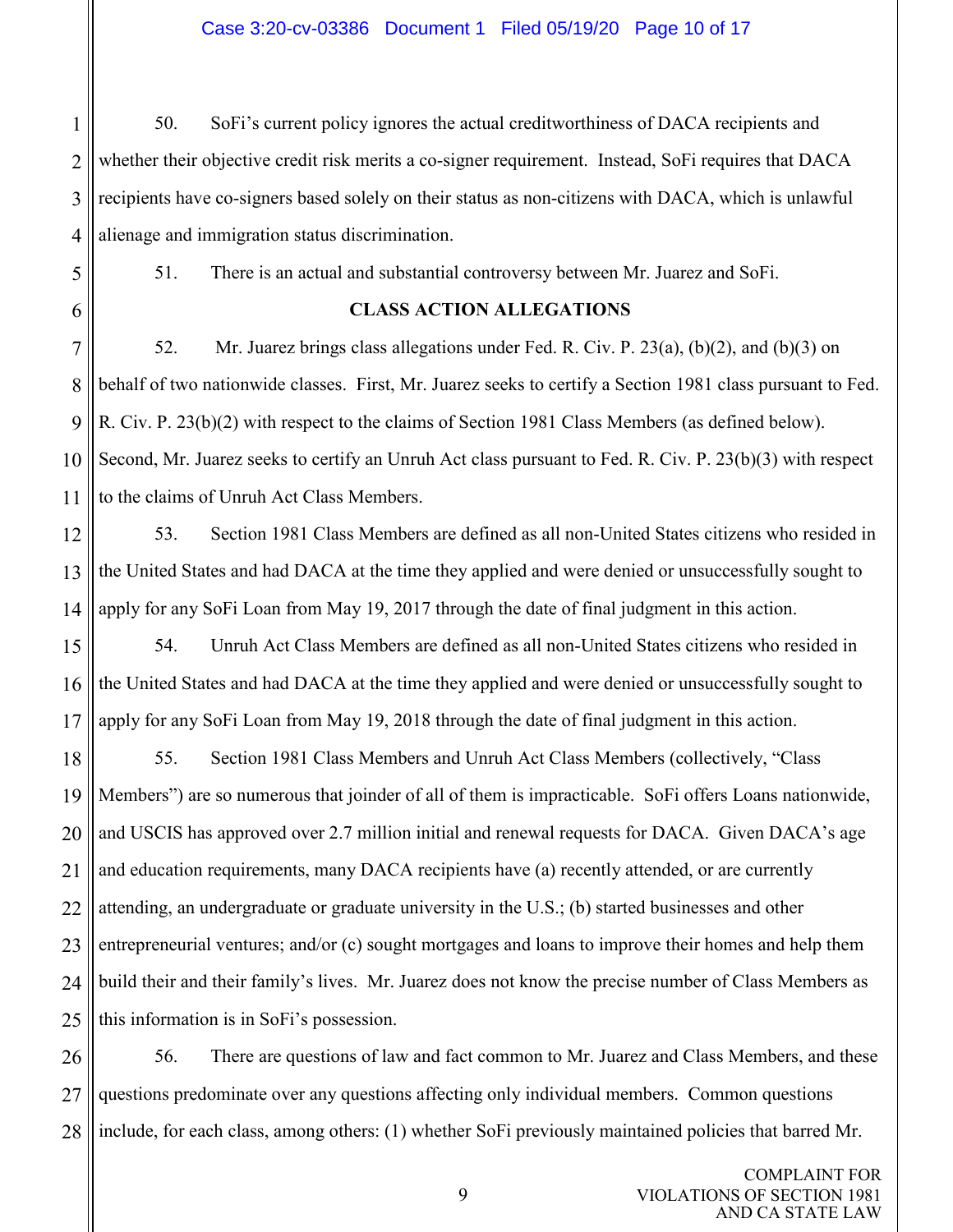50. SoFi's current policy ignores the actual creditworthiness of DACA recipients and whether their objective credit risk merits a co-signer requirement. Instead, SoFi requires that DACA recipients have co-signers based solely on their status as non-citizens with DACA, which is unlawful alienage and immigration status discrimination.

51. There is an actual and substantial controversy between Mr. Juarez and SoFi.

**CLASS ACTION ALLEGATIONS**

52. Mr. Juarez brings class allegations under Fed. R. Civ. P. 23(a), (b)(2), and (b)(3) on behalf of two nationwide classes. First, Mr. Juarez seeks to certify a Section 1981 class pursuant to Fed. R. Civ. P. 23(b)(2) with respect to the claims of Section 1981 Class Members (as defined below). Second, Mr. Juarez seeks to certify an Unruh Act class pursuant to Fed. R. Civ. P. 23(b)(3) with respect to the claims of Unruh Act Class Members.

53. Section 1981 Class Members are defined as all non-United States citizens who resided in the United States and had DACA at the time they applied and were denied or unsuccessfully sought to apply for any SoFi Loan from May 19, 2017 through the date of final judgment in this action.

54. Unruh Act Class Members are defined as all non-United States citizens who resided in the United States and had DACA at the time they applied and were denied or unsuccessfully sought to apply for any SoFi Loan from May 19, 2018 through the date of final judgment in this action.

55. Section 1981 Class Members and Unruh Act Class Members (collectively, "Class Members") are so numerous that joinder of all of them is impracticable. SoFi offers Loans nationwide, and USCIS has approved over 2.7 million initial and renewal requests for DACA. Given DACA's age and education requirements, many DACA recipients have (a) recently attended, or are currently attending, an undergraduate or graduate university in the U.S.; (b) started businesses and other entrepreneurial ventures; and/or (c) sought mortgages and loans to improve their homes and help them build their and their family's lives. Mr. Juarez does not know the precise number of Class Members as this information is in SoFi's possession.

56. There are questions of law and fact common to Mr. Juarez and Class Members, and these questions predominate over any questions affecting only individual members. Common questions include, for each class, among others: (1) whether SoFi previously maintained policies that barred Mr.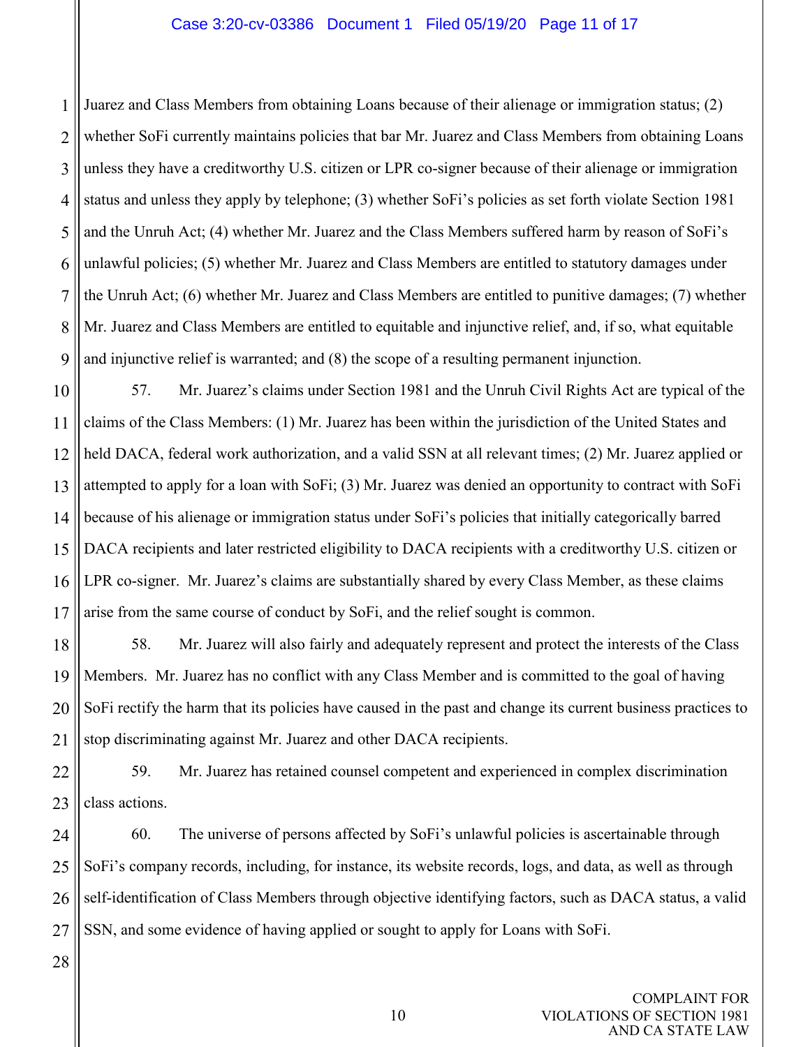Juarez and Class Members from obtaining Loans because of their alienage or immigration status; (2) whether SoFi currently maintains policies that bar Mr. Juarez and Class Members from obtaining Loans unless they have a creditworthy U.S. citizen or LPR co-signer because of their alienage or immigration status and unless they apply by telephone; (3) whether SoFi's policies as set forth violate Section 1981 and the Unruh Act; (4) whether Mr. Juarez and the Class Members suffered harm by reason of SoFi's unlawful policies; (5) whether Mr. Juarez and Class Members are entitled to statutory damages under the Unruh Act; (6) whether Mr. Juarez and Class Members are entitled to punitive damages; (7) whether Mr. Juarez and Class Members are entitled to equitable and injunctive relief, and, if so, what equitable and injunctive relief is warranted; and (8) the scope of a resulting permanent injunction.

57. Mr. Juarez's claims under Section 1981 and the Unruh Civil Rights Act are typical of the claims of the Class Members: (1) Mr. Juarez has been within the jurisdiction of the United States and held DACA, federal work authorization, and a valid SSN at all relevant times; (2) Mr. Juarez applied or attempted to apply for a loan with SoFi; (3) Mr. Juarez was denied an opportunity to contract with SoFi because of his alienage or immigration status under SoFi's policies that initially categorically barred DACA recipients and later restricted eligibility to DACA recipients with a creditworthy U.S. citizen or LPR co-signer. Mr. Juarez's claims are substantially shared by every Class Member, as these claims arise from the same course of conduct by SoFi, and the relief sought is common.

58. Mr. Juarez will also fairly and adequately represent and protect the interests of the Class Members. Mr. Juarez has no conflict with any Class Member and is committed to the goal of having SoFi rectify the harm that its policies have caused in the past and change its current business practices to stop discriminating against Mr. Juarez and other DACA recipients.

59. Mr. Juarez has retained counsel competent and experienced in complex discrimination class actions.

60. The universe of persons affected by SoFi's unlawful policies is ascertainable through SoFi's company records, including, for instance, its website records, logs, and data, as well as through self-identification of Class Members through objective identifying factors, such as DACA status, a valid SSN, and some evidence of having applied or sought to apply for Loans with SoFi.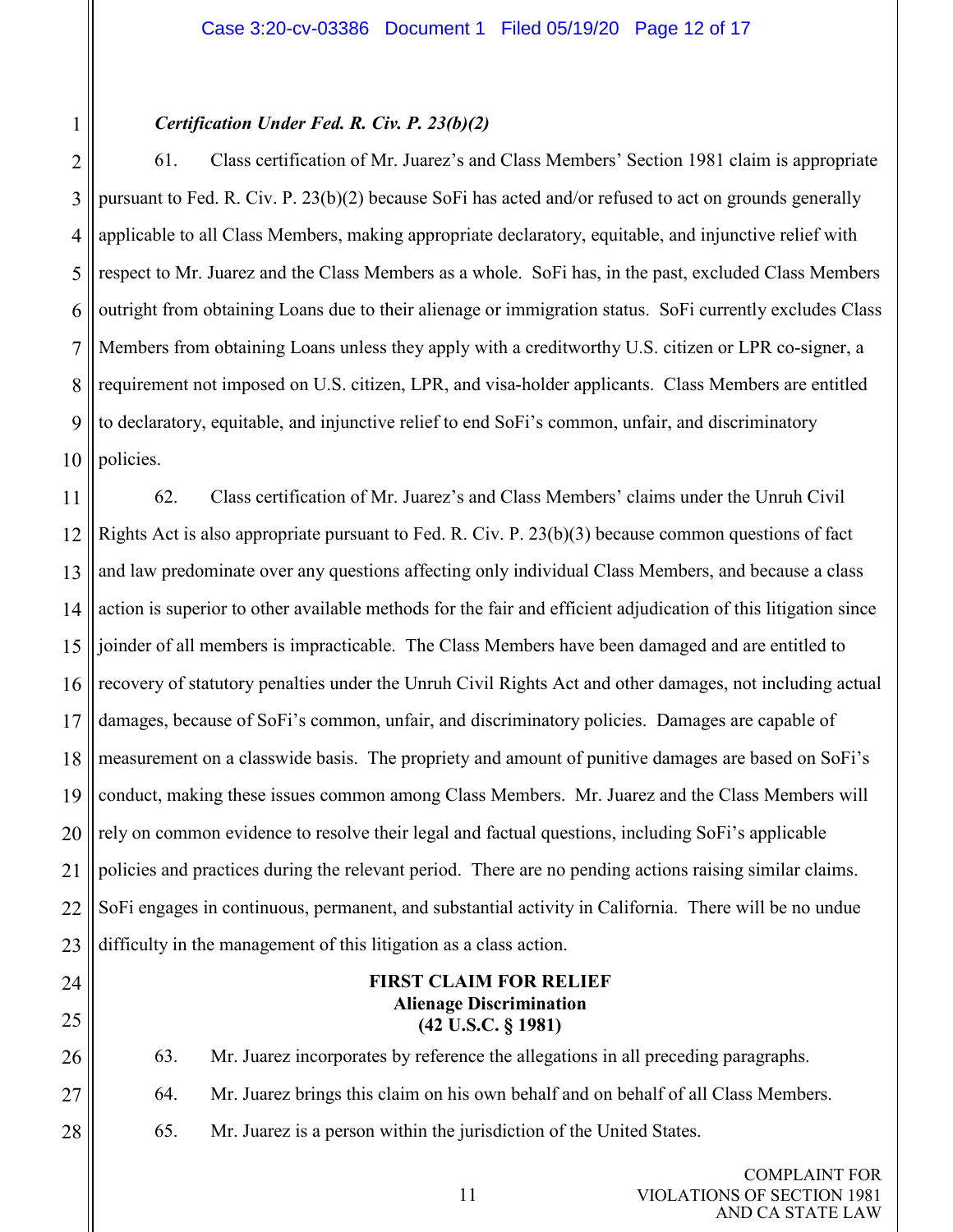***Certification Under Fed. R. Civ. P. 23(b)(2)***

61. Class certification of Mr. Juarez's and Class Members' Section 1981 claim is appropriate pursuant to Fed. R. Civ. P. 23(b)(2) because SoFi has acted and/or refused to act on grounds generally applicable to all Class Members, making appropriate declaratory, equitable, and injunctive relief with respect to Mr. Juarez and the Class Members as a whole. SoFi has, in the past, excluded Class Members outright from obtaining Loans due to their alienage or immigration status. SoFi currently excludes Class Members from obtaining Loans unless they apply with a creditworthy U.S. citizen or LPR co-signer, a requirement not imposed on U.S. citizen, LPR, and visa-holder applicants. Class Members are entitled to declaratory, equitable, and injunctive relief to end SoFi's common, unfair, and discriminatory policies.

62. Class certification of Mr. Juarez's and Class Members' claims under the Unruh Civil Rights Act is also appropriate pursuant to Fed. R. Civ. P. 23(b)(3) because common questions of fact and law predominate over any questions affecting only individual Class Members, and because a class action is superior to other available methods for the fair and efficient adjudication of this litigation since joinder of all members is impracticable. The Class Members have been damaged and are entitled to recovery of statutory penalties under the Unruh Civil Rights Act and other damages, not including actual damages, because of SoFi's common, unfair, and discriminatory policies. Damages are capable of measurement on a classwide basis. The propriety and amount of punitive damages are based on SoFi's conduct, making these issues common among Class Members. Mr. Juarez and the Class Members will rely on common evidence to resolve their legal and factual questions, including SoFi's applicable policies and practices during the relevant period. There are no pending actions raising similar claims. SoFi engages in continuous, permanent, and substantial activity in California. There will be no undue difficulty in the management of this litigation as a class action.

**FIRST CLAIM FOR RELIEF**
**Alienage Discrimination**
**(42 U.S.C. § 1981)**

63. Mr. Juarez incorporates by reference the allegations in all preceding paragraphs.

64. Mr. Juarez brings this claim on his own behalf and on behalf of all Class Members.

65. Mr. Juarez is a person within the jurisdiction of the United States.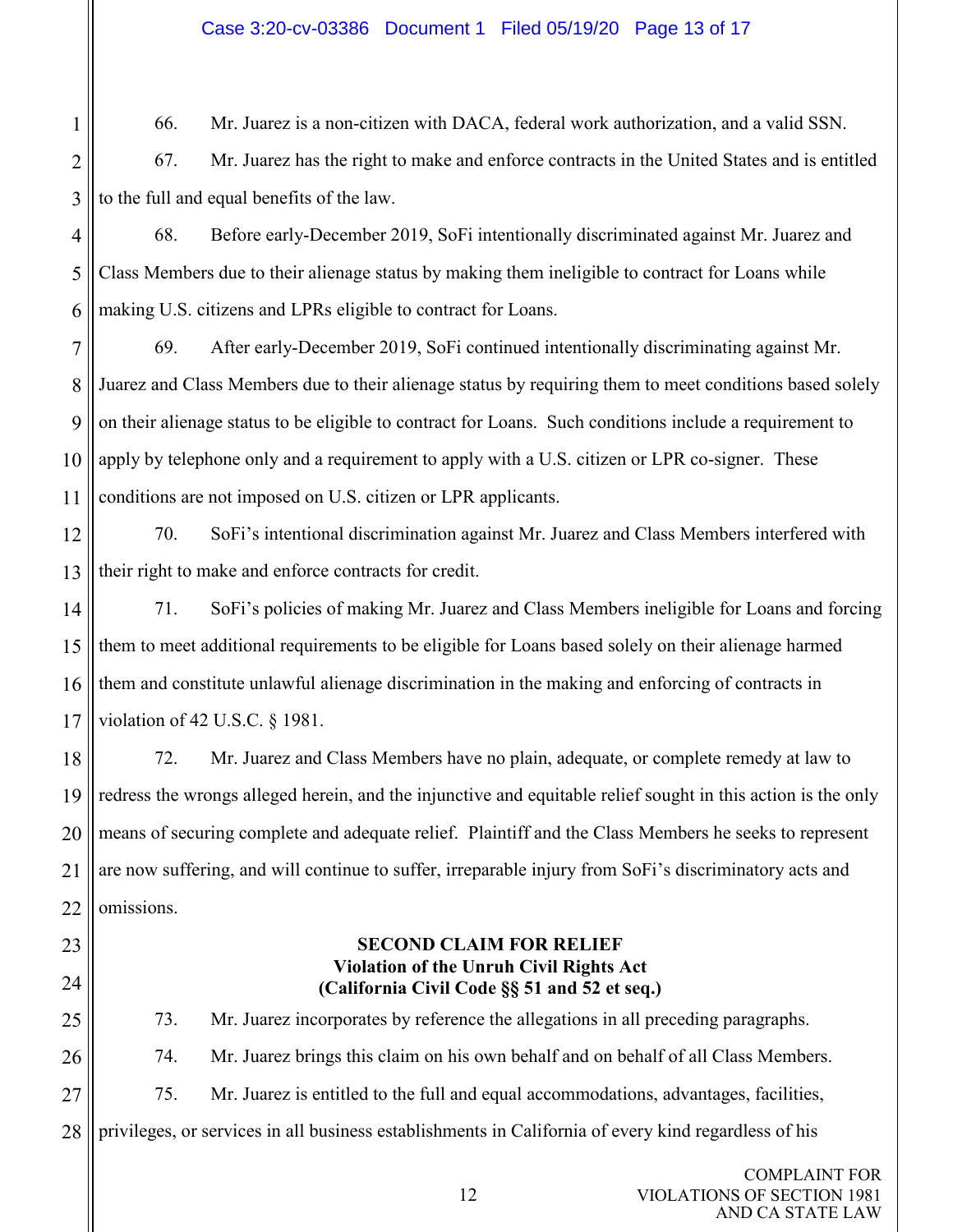66. Mr. Juarez is a non-citizen with DACA, federal work authorization, and a valid SSN.

67. Mr. Juarez has the right to make and enforce contracts in the United States and is entitled to the full and equal benefits of the law.

68. Before early-December 2019, SoFi intentionally discriminated against Mr. Juarez and Class Members due to their alienage status by making them ineligible to contract for Loans while making U.S. citizens and LPRs eligible to contract for Loans.

69. After early-December 2019, SoFi continued intentionally discriminating against Mr. Juarez and Class Members due to their alienage status by requiring them to meet conditions based solely on their alienage status to be eligible to contract for Loans. Such conditions include a requirement to apply by telephone only and a requirement to apply with a U.S. citizen or LPR co-signer. These conditions are not imposed on U.S. citizen or LPR applicants.

70. SoFi's intentional discrimination against Mr. Juarez and Class Members interfered with their right to make and enforce contracts for credit.

71. SoFi's policies of making Mr. Juarez and Class Members ineligible for Loans and forcing them to meet additional requirements to be eligible for Loans based solely on their alienage harmed them and constitute unlawful alienage discrimination in the making and enforcing of contracts in violation of 42 U.S.C. § 1981.

72. Mr. Juarez and Class Members have no plain, adequate, or complete remedy at law to redress the wrongs alleged herein, and the injunctive and equitable relief sought in this action is the only means of securing complete and adequate relief. Plaintiff and the Class Members he seeks to represent are now suffering, and will continue to suffer, irreparable injury from SoFi's discriminatory acts and omissions.

## SECOND CLAIM FOR RELIEF
## Violation of the Unruh Civil Rights Act
## (California Civil Code §§ 51 and 52 et seq.)

73. Mr. Juarez incorporates by reference the allegations in all preceding paragraphs.

74. Mr. Juarez brings this claim on his own behalf and on behalf of all Class Members.

75. Mr. Juarez is entitled to the full and equal accommodations, advantages, facilities, privileges, or services in all business establishments in California of every kind regardless of his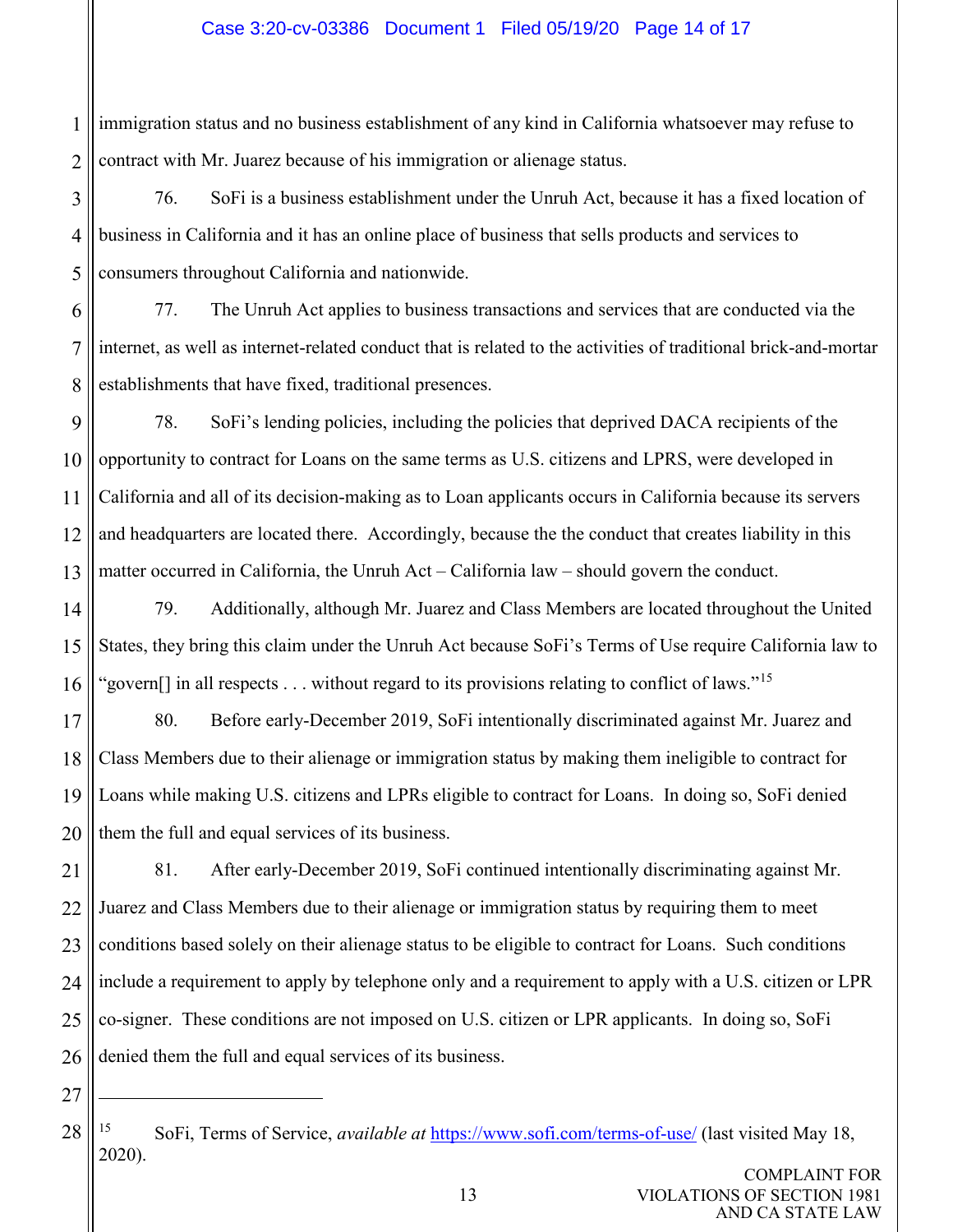immigration status and no business establishment of any kind in California whatsoever may refuse to contract with Mr. Juarez because of his immigration or alienage status.

76. SoFi is a business establishment under the Unruh Act, because it has a fixed location of business in California and it has an online place of business that sells products and services to consumers throughout California and nationwide.

77. The Unruh Act applies to business transactions and services that are conducted via the internet, as well as internet-related conduct that is related to the activities of traditional brick-and-mortar establishments that have fixed, traditional presences.

78. SoFi's lending policies, including the policies that deprived DACA recipients of the opportunity to contract for Loans on the same terms as U.S. citizens and LPRS, were developed in California and all of its decision-making as to Loan applicants occurs in California because its servers and headquarters are located there. Accordingly, because the the conduct that creates liability in this matter occurred in California, the Unruh Act – California law – should govern the conduct.

79. Additionally, although Mr. Juarez and Class Members are located throughout the United States, they bring this claim under the Unruh Act because SoFi's Terms of Use require California law to "govern[] in all respects . . . without regard to its provisions relating to conflict of laws."[15]

80. Before early-December 2019, SoFi intentionally discriminated against Mr. Juarez and Class Members due to their alienage or immigration status by making them ineligible to contract for Loans while making U.S. citizens and LPRs eligible to contract for Loans. In doing so, SoFi denied them the full and equal services of its business.

81. After early-December 2019, SoFi continued intentionally discriminating against Mr. Juarez and Class Members due to their alienage or immigration status by requiring them to meet conditions based solely on their alienage status to be eligible to contract for Loans. Such conditions include a requirement to apply by telephone only and a requirement to apply with a U.S. citizen or LPR co-signer. These conditions are not imposed on U.S. citizen or LPR applicants. In doing so, SoFi denied them the full and equal services of its business.

---

[15] SoFi, Terms of Service, *available at* https://www.sofi.com/terms-of-use/ (last visited May 18, 2020).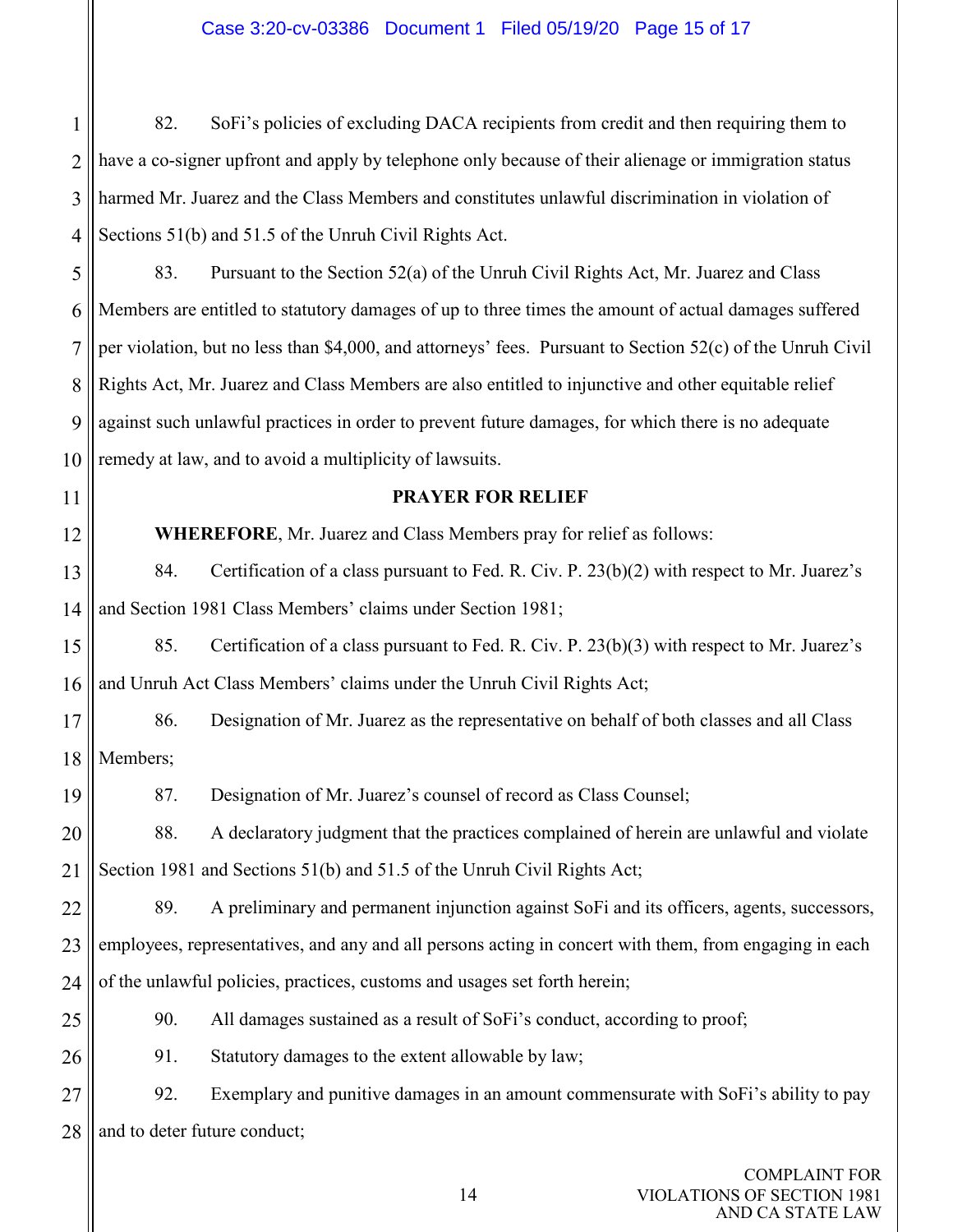82. SoFi's policies of excluding DACA recipients from credit and then requiring them to have a co-signer upfront and apply by telephone only because of their alienage or immigration status harmed Mr. Juarez and the Class Members and constitutes unlawful discrimination in violation of Sections 51(b) and 51.5 of the Unruh Civil Rights Act.

83. Pursuant to the Section 52(a) of the Unruh Civil Rights Act, Mr. Juarez and Class Members are entitled to statutory damages of up to three times the amount of actual damages suffered per violation, but no less than $4,000, and attorneys' fees. Pursuant to Section 52(c) of the Unruh Civil Rights Act, Mr. Juarez and Class Members are also entitled to injunctive and other equitable relief against such unlawful practices in order to prevent future damages, for which there is no adequate remedy at law, and to avoid a multiplicity of lawsuits.

**PRAYER FOR RELIEF**

**WHEREFORE**, Mr. Juarez and Class Members pray for relief as follows:

84. Certification of a class pursuant to Fed. R. Civ. P. 23(b)(2) with respect to Mr. Juarez's and Section 1981 Class Members' claims under Section 1981;

85. Certification of a class pursuant to Fed. R. Civ. P. 23(b)(3) with respect to Mr. Juarez's and Unruh Act Class Members' claims under the Unruh Civil Rights Act;

86. Designation of Mr. Juarez as the representative on behalf of both classes and all Class Members;

87. Designation of Mr. Juarez's counsel of record as Class Counsel;

88. A declaratory judgment that the practices complained of herein are unlawful and violate Section 1981 and Sections 51(b) and 51.5 of the Unruh Civil Rights Act;

89. A preliminary and permanent injunction against SoFi and its officers, agents, successors, employees, representatives, and any and all persons acting in concert with them, from engaging in each of the unlawful policies, practices, customs and usages set forth herein;

90. All damages sustained as a result of SoFi's conduct, according to proof;

91. Statutory damages to the extent allowable by law;

92. Exemplary and punitive damages in an amount commensurate with SoFi's ability to pay and to deter future conduct;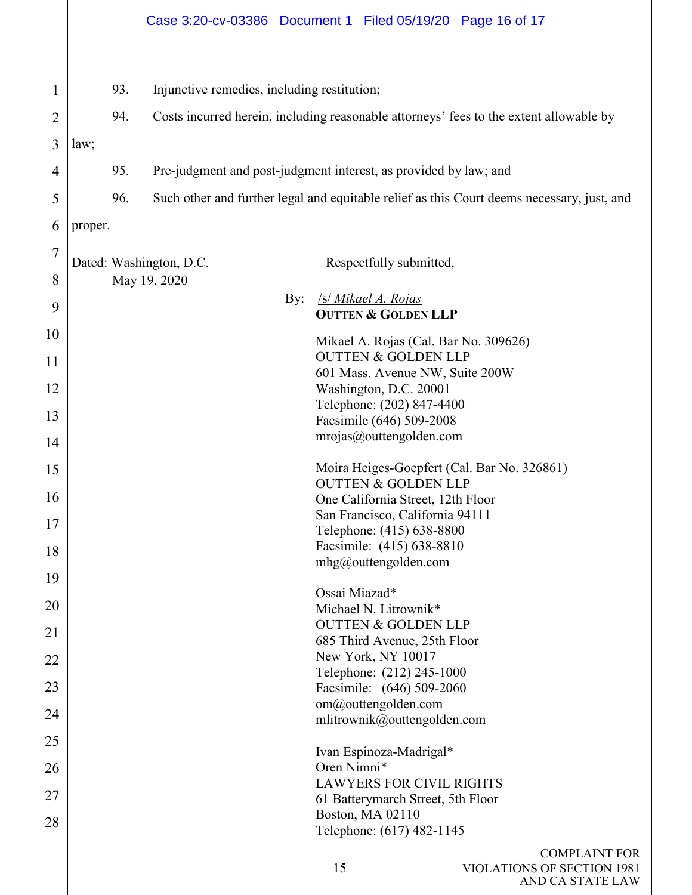93. Injunctive remedies, including restitution;

94. Costs incurred herein, including reasonable attorneys' fees to the extent allowable by law;

95. Pre-judgment and post-judgment interest, as provided by law; and

96. Such other and further legal and equitable relief as this Court deems necessary, just, and proper.

Dated: Washington, D.C.
May 19, 2020

Respectfully submitted,

By: /s/ *Mikael A. Rojas*
**OUTTEN & GOLDEN LLP**

Mikael A. Rojas (Cal. Bar No. 309626)
OUTTEN & GOLDEN LLP
601 Mass. Avenue NW, Suite 200W
Washington, D.C. 20001
Telephone: (202) 847-4400
Facsimile (646) 509-2008
mrojas@outtengolden.com

Moira Heiges-Goepfert (Cal. Bar No. 326861)
OUTTEN & GOLDEN LLP
One California Street, 12th Floor
San Francisco, California 94111
Telephone: (415) 638-8800
Facsimile: (415) 638-8810
mhg@outtengolden.com

Ossai Miazad*
Michael N. Litrownik*
OUTTEN & GOLDEN LLP
685 Third Avenue, 25th Floor
New York, NY 10017
Telephone: (212) 245-1000
Facsimile: (646) 509-2060
om@outtengolden.com
mlitrownik@outtengolden.com

Ivan Espinoza-Madrigal*
Oren Nimni*
LAWYERS FOR CIVIL RIGHTS
61 Batterymarch Street, 5th Floor
Boston, MA 02110
Telephone: (617) 482-1145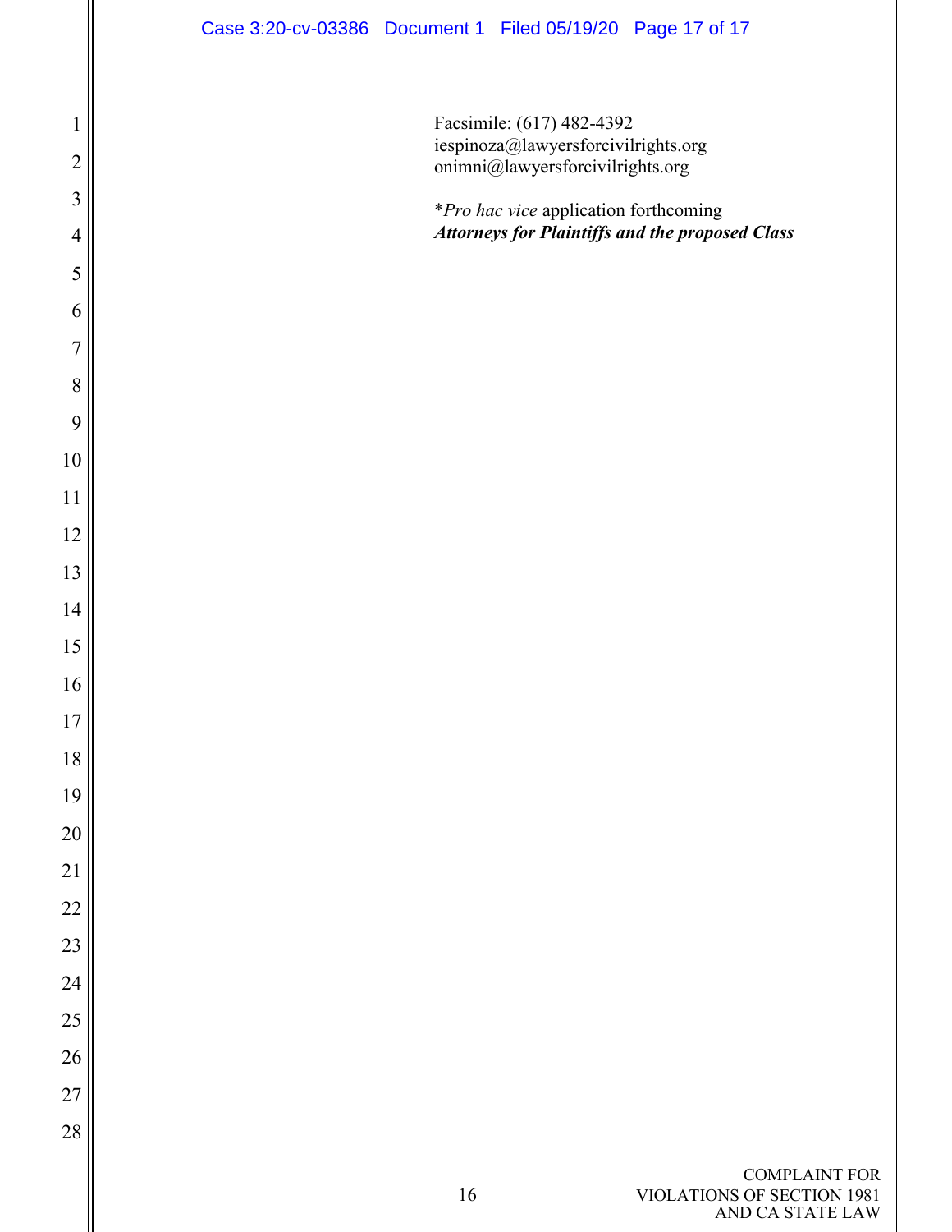Facsimile: (617) 482-4392
iespinoza@lawyersforcivilrights.org
onimni@lawyersforcivilrights.org

*Pro hac vice application forthcoming
***Attorneys for Plaintiffs and the proposed Class***